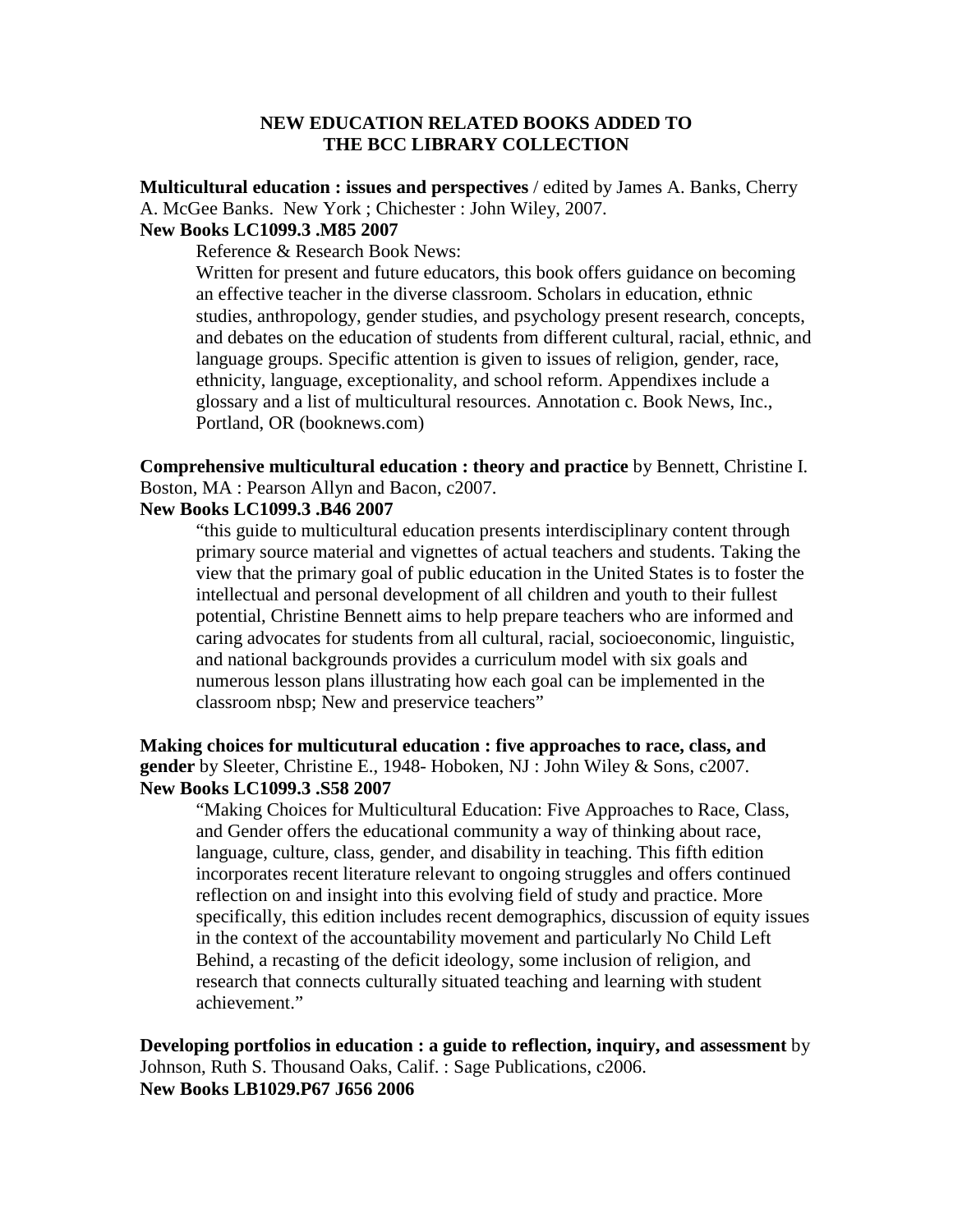# NEW EDUCATION RELATED BOOKS ADDED TO THE BCC LIBRARY COLLECTION

**Multicultural education : issues and perspectives** / edited by James A. Banks, Cherry A. McGee Banks. New York ; Chichester : John Wiley, 2007.
**New Books LC1099.3 .M85 2007**

> Reference & Research Book News:
> Written for present and future educators, this book offers guidance on becoming an effective teacher in the diverse classroom. Scholars in education, ethnic studies, anthropology, gender studies, and psychology present research, concepts, and debates on the education of students from different cultural, racial, ethnic, and language groups. Specific attention is given to issues of religion, gender, race, ethnicity, language, exceptionality, and school reform. Appendixes include a glossary and a list of multicultural resources. Annotation c. Book News, Inc., Portland, OR (booknews.com)

**Comprehensive multicultural education : theory and practice** by Bennett, Christine I. Boston, MA : Pearson Allyn and Bacon, c2007.
**New Books LC1099.3 .B46 2007**

> "this guide to multicultural education presents interdisciplinary content through primary source material and vignettes of actual teachers and students. Taking the view that the primary goal of public education in the United States is to foster the intellectual and personal development of all children and youth to their fullest potential, Christine Bennett aims to help prepare teachers who are informed and caring advocates for students from all cultural, racial, socioeconomic, linguistic, and national backgrounds provides a curriculum model with six goals and numerous lesson plans illustrating how each goal can be implemented in the classroom nbsp; New and preservice teachers"

**Making choices for multicutural education : five approaches to race, class, and gender** by Sleeter, Christine E., 1948- Hoboken, NJ : John Wiley & Sons, c2007.
**New Books LC1099.3 .S58 2007**

> "Making Choices for Multicultural Education: Five Approaches to Race, Class, and Gender offers the educational community a way of thinking about race, language, culture, class, gender, and disability in teaching. This fifth edition incorporates recent literature relevant to ongoing struggles and offers continued reflection on and insight into this evolving field of study and practice. More specifically, this edition includes recent demographics, discussion of equity issues in the context of the accountability movement and particularly No Child Left Behind, a recasting of the deficit ideology, some inclusion of religion, and research that connects culturally situated teaching and learning with student achievement."

**Developing portfolios in education : a guide to reflection, inquiry, and assessment** by Johnson, Ruth S. Thousand Oaks, Calif. : Sage Publications, c2006.
**New Books LB1029.P67 J656 2006**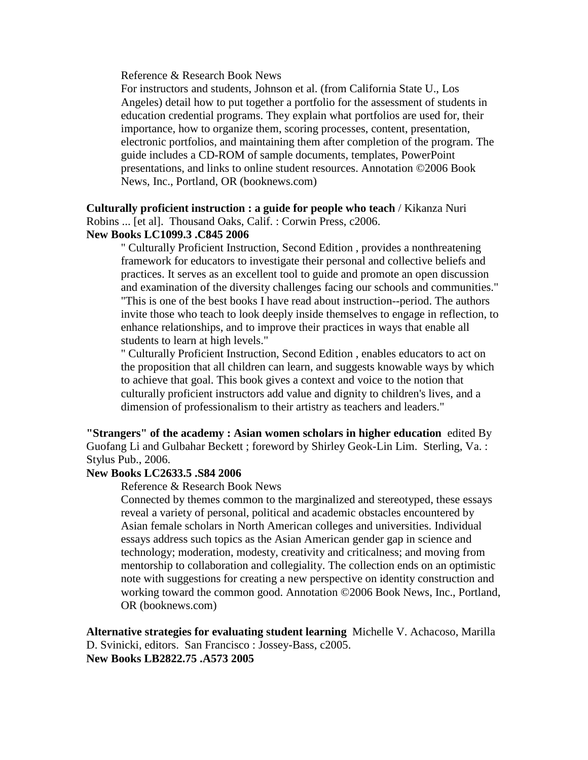Reference & Research Book News
For instructors and students, Johnson et al. (from California State U., Los Angeles) detail how to put together a portfolio for the assessment of students in education credential programs. They explain what portfolios are used for, their importance, how to organize them, scoring processes, content, presentation, electronic portfolios, and maintaining them after completion of the program. The guide includes a CD-ROM of sample documents, templates, PowerPoint presentations, and links to online student resources. Annotation ©2006 Book News, Inc., Portland, OR (booknews.com)

**Culturally proficient instruction : a guide for people who teach /** Kikanza Nuri Robins ... [et al]. Thousand Oaks, Calif. : Corwin Press, c2006.
**New Books LC1099.3 .C845 2006**

" Culturally Proficient Instruction, Second Edition , provides a nonthreatening framework for educators to investigate their personal and collective beliefs and practices. It serves as an excellent tool to guide and promote an open discussion and examination of the diversity challenges facing our schools and communities." "This is one of the best books I have read about instruction--period. The authors invite those who teach to look deeply inside themselves to engage in reflection, to enhance relationships, and to improve their practices in ways that enable all students to learn at high levels."
" Culturally Proficient Instruction, Second Edition , enables educators to act on the proposition that all children can learn, and suggests knowable ways by which to achieve that goal. This book gives a context and voice to the notion that culturally proficient instructors add value and dignity to children's lives, and a dimension of professionalism to their artistry as teachers and leaders."

**"Strangers" of the academy : Asian women scholars in higher education** edited By Guofang Li and Gulbahar Beckett ; foreword by Shirley Geok-Lin Lim. Sterling, Va. : Stylus Pub., 2006.
**New Books LC2633.5 .S84 2006**

Reference & Research Book News
Connected by themes common to the marginalized and stereotyped, these essays reveal a variety of personal, political and academic obstacles encountered by Asian female scholars in North American colleges and universities. Individual essays address such topics as the Asian American gender gap in science and technology; moderation, modesty, creativity and criticalness; and moving from mentorship to collaboration and collegiality. The collection ends on an optimistic note with suggestions for creating a new perspective on identity construction and working toward the common good. Annotation ©2006 Book News, Inc., Portland, OR (booknews.com)

**Alternative strategies for evaluating student learning** Michelle V. Achacoso, Marilla D. Svinicki, editors. San Francisco : Jossey-Bass, c2005.
**New Books LB2822.75 .A573 2005**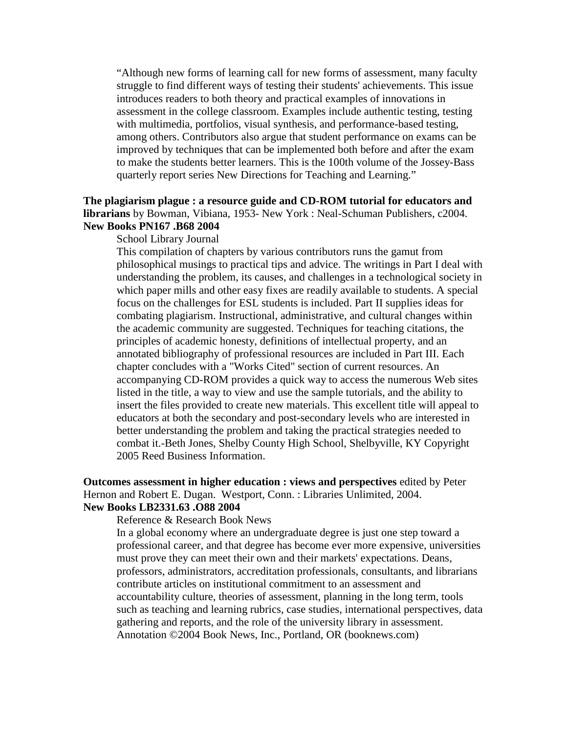"Although new forms of learning call for new forms of assessment, many faculty struggle to find different ways of testing their students' achievements. This issue introduces readers to both theory and practical examples of innovations in assessment in the college classroom. Examples include authentic testing, testing with multimedia, portfolios, visual synthesis, and performance-based testing, among others. Contributors also argue that student performance on exams can be improved by techniques that can be implemented both before and after the exam to make the students better learners. This is the 100th volume of the Jossey-Bass quarterly report series New Directions for Teaching and Learning."

**The plagiarism plague : a resource guide and CD-ROM tutorial for educators and librarians** by Bowman, Vibiana, 1953- New York : Neal-Schuman Publishers, c2004.
**New Books PN167 .B68 2004**

School Library Journal

This compilation of chapters by various contributors runs the gamut from philosophical musings to practical tips and advice. The writings in Part I deal with understanding the problem, its causes, and challenges in a technological society in which paper mills and other easy fixes are readily available to students. A special focus on the challenges for ESL students is included. Part II supplies ideas for combating plagiarism. Instructional, administrative, and cultural changes within the academic community are suggested. Techniques for teaching citations, the principles of academic honesty, definitions of intellectual property, and an annotated bibliography of professional resources are included in Part III. Each chapter concludes with a "Works Cited" section of current resources. An accompanying CD-ROM provides a quick way to access the numerous Web sites listed in the title, a way to view and use the sample tutorials, and the ability to insert the files provided to create new materials. This excellent title will appeal to educators at both the secondary and post-secondary levels who are interested in better understanding the problem and taking the practical strategies needed to combat it.-Beth Jones, Shelby County High School, Shelbyville, KY Copyright 2005 Reed Business Information.

**Outcomes assessment in higher education : views and perspectives** edited by Peter Hernon and Robert E. Dugan. Westport, Conn. : Libraries Unlimited, 2004.
**New Books LB2331.63 .O88 2004**

Reference & Research Book News

In a global economy where an undergraduate degree is just one step toward a professional career, and that degree has become ever more expensive, universities must prove they can meet their own and their markets' expectations. Deans, professors, administrators, accreditation professionals, consultants, and librarians contribute articles on institutional commitment to an assessment and accountability culture, theories of assessment, planning in the long term, tools such as teaching and learning rubrics, case studies, international perspectives, data gathering and reports, and the role of the university library in assessment. Annotation ©2004 Book News, Inc., Portland, OR (booknews.com)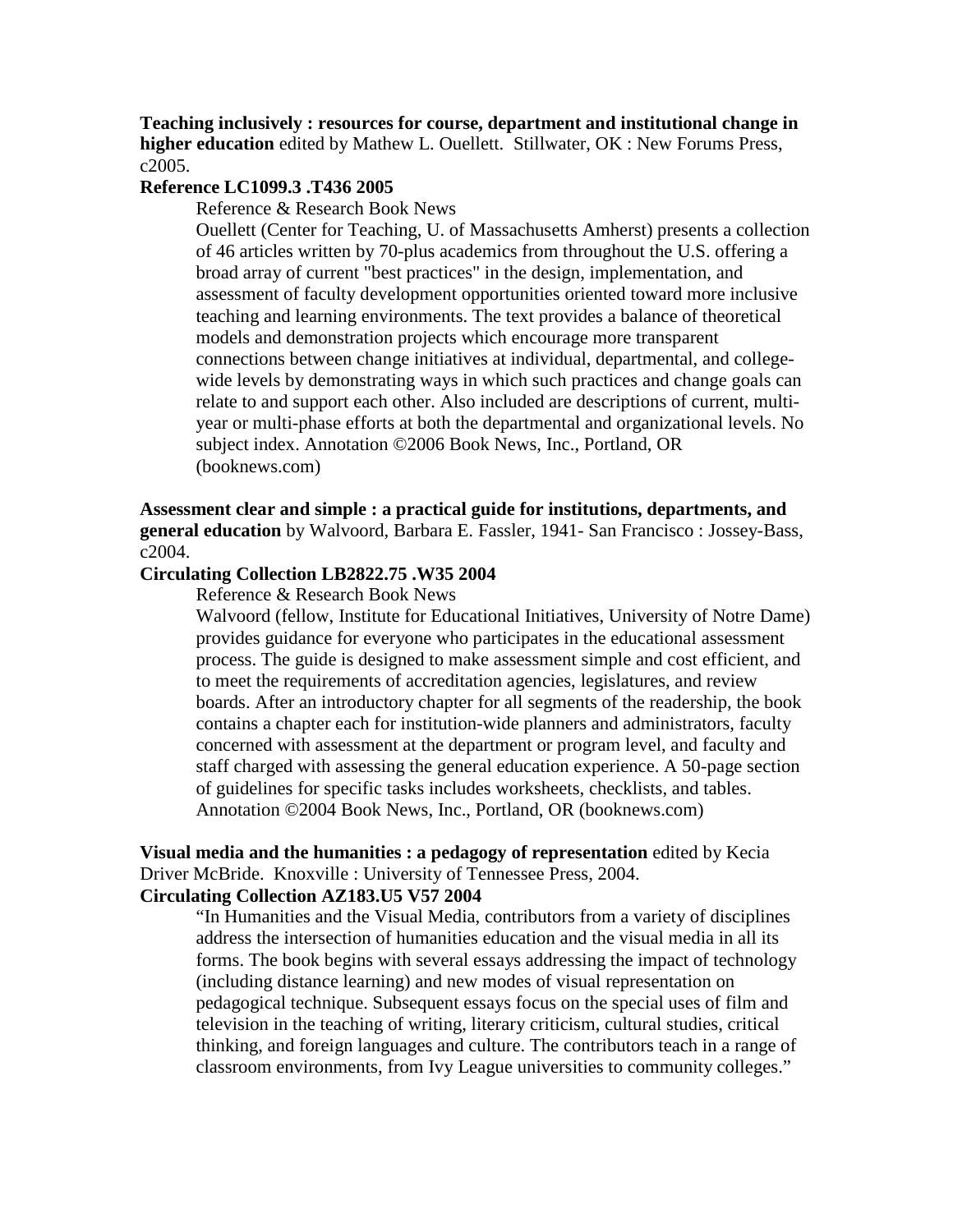**Teaching inclusively : resources for course, department and institutional change in higher education** edited by Mathew L. Ouellett. Stillwater, OK : New Forums Press, c2005.

**Reference LC1099.3 .T436 2005**

Reference & Research Book News

Ouellett (Center for Teaching, U. of Massachusetts Amherst) presents a collection of 46 articles written by 70-plus academics from throughout the U.S. offering a broad array of current "best practices" in the design, implementation, and assessment of faculty development opportunities oriented toward more inclusive teaching and learning environments. The text provides a balance of theoretical models and demonstration projects which encourage more transparent connections between change initiatives at individual, departmental, and college-wide levels by demonstrating ways in which such practices and change goals can relate to and support each other. Also included are descriptions of current, multi-year or multi-phase efforts at both the departmental and organizational levels. No subject index. Annotation ©2006 Book News, Inc., Portland, OR (booknews.com)

**Assessment clear and simple : a practical guide for institutions, departments, and general education** by Walvoord, Barbara E. Fassler, 1941- San Francisco : Jossey-Bass, c2004.

**Circulating Collection LB2822.75 .W35 2004**

Reference & Research Book News

Walvoord (fellow, Institute for Educational Initiatives, University of Notre Dame) provides guidance for everyone who participates in the educational assessment process. The guide is designed to make assessment simple and cost efficient, and to meet the requirements of accreditation agencies, legislatures, and review boards. After an introductory chapter for all segments of the readership, the book contains a chapter each for institution-wide planners and administrators, faculty concerned with assessment at the department or program level, and faculty and staff charged with assessing the general education experience. A 50-page section of guidelines for specific tasks includes worksheets, checklists, and tables. Annotation ©2004 Book News, Inc., Portland, OR (booknews.com)

**Visual media and the humanities : a pedagogy of representation** edited by Kecia Driver McBride. Knoxville : University of Tennessee Press, 2004.

**Circulating Collection AZ183.U5 V57 2004**

"In Humanities and the Visual Media, contributors from a variety of disciplines address the intersection of humanities education and the visual media in all its forms. The book begins with several essays addressing the impact of technology (including distance learning) and new modes of visual representation on pedagogical technique. Subsequent essays focus on the special uses of film and television in the teaching of writing, literary criticism, cultural studies, critical thinking, and foreign languages and culture. The contributors teach in a range of classroom environments, from Ivy League universities to community colleges."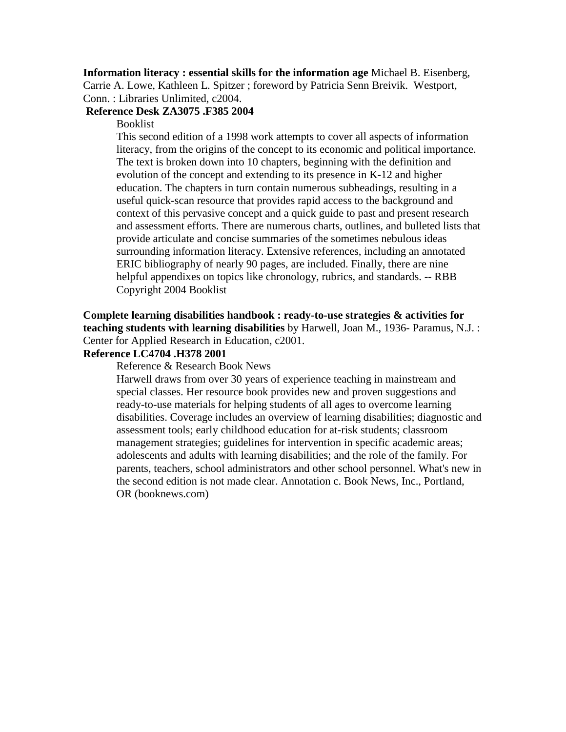**Information literacy : essential skills for the information age** Michael B. Eisenberg, Carrie A. Lowe, Kathleen L. Spitzer ; foreword by Patricia Senn Breivik. Westport, Conn. : Libraries Unlimited, c2004.

**Reference Desk ZA3075 .F385 2004**

Booklist

This second edition of a 1998 work attempts to cover all aspects of information literacy, from the origins of the concept to its economic and political importance. The text is broken down into 10 chapters, beginning with the definition and evolution of the concept and extending to its presence in K-12 and higher education. The chapters in turn contain numerous subheadings, resulting in a useful quick-scan resource that provides rapid access to the background and context of this pervasive concept and a quick guide to past and present research and assessment efforts. There are numerous charts, outlines, and bulleted lists that provide articulate and concise summaries of the sometimes nebulous ideas surrounding information literacy. Extensive references, including an annotated ERIC bibliography of nearly 90 pages, are included. Finally, there are nine helpful appendixes on topics like chronology, rubrics, and standards. -- RBB Copyright 2004 Booklist

**Complete learning disabilities handbook : ready-to-use strategies & activities for teaching students with learning disabilities** by Harwell, Joan M., 1936- Paramus, N.J. : Center for Applied Research in Education, c2001.

**Reference LC4704 .H378 2001**

Reference & Research Book News

Harwell draws from over 30 years of experience teaching in mainstream and special classes. Her resource book provides new and proven suggestions and ready-to-use materials for helping students of all ages to overcome learning disabilities. Coverage includes an overview of learning disabilities; diagnostic and assessment tools; early childhood education for at-risk students; classroom management strategies; guidelines for intervention in specific academic areas; adolescents and adults with learning disabilities; and the role of the family. For parents, teachers, school administrators and other school personnel. What's new in the second edition is not made clear. Annotation c. Book News, Inc., Portland, OR (booknews.com)